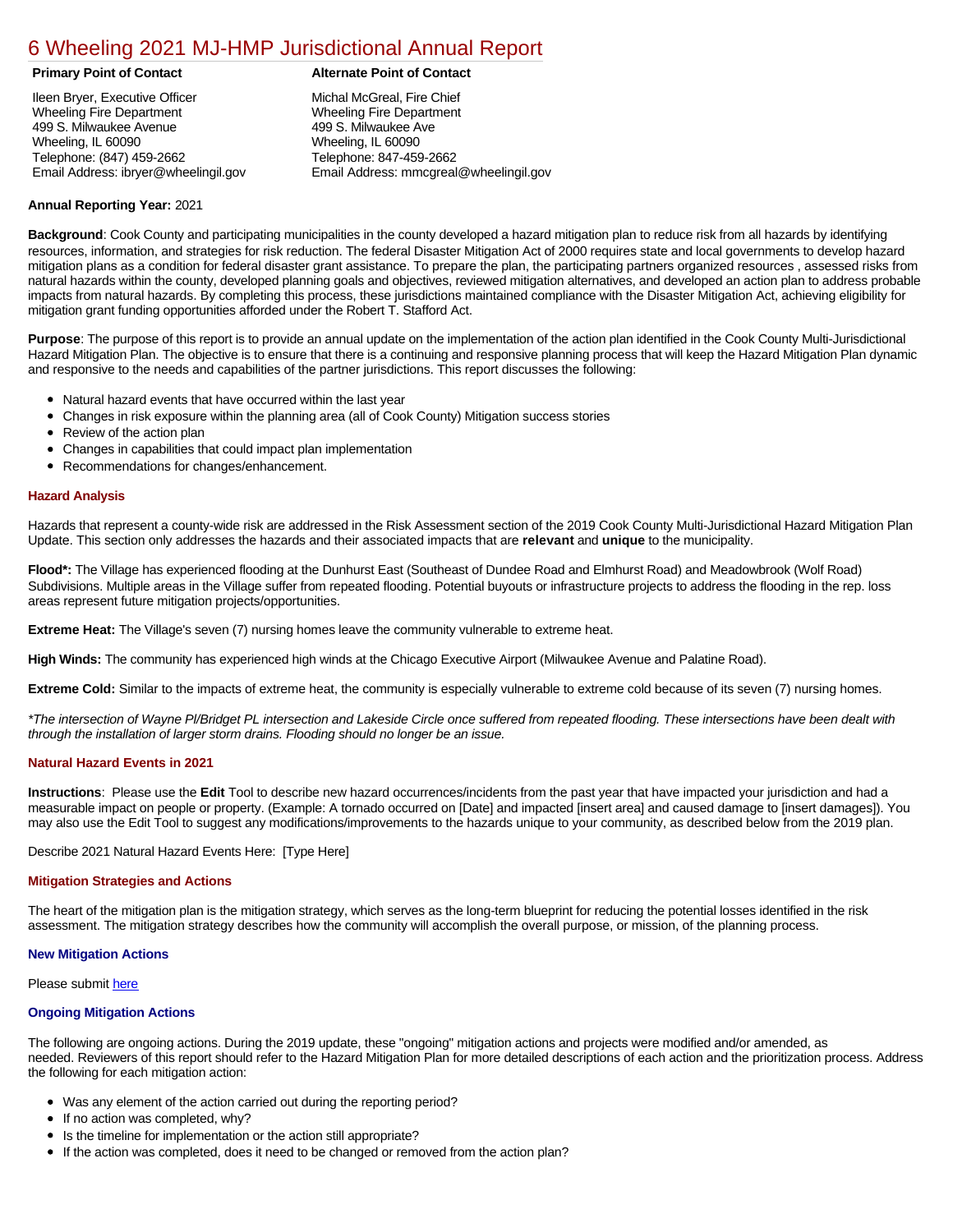# 6 Wheeling 2021 MJ-HMP Jurisdictional Annual Report

| Primary Point of Contact | Alternate Point of Contact |
|---|---|
| Ileen Bryer, Executive Officer<br>Wheeling Fire Department<br>499 S. Milwaukee Avenue<br>Wheeling, IL 60090<br>Telephone: (847) 459-2662<br>Email Address: ibryer@wheelingil.gov | Michal McGreal, Fire Chief<br>Wheeling Fire Department<br>499 S. Milwaukee Ave<br>Wheeling, IL 60090<br>Telephone: 847-459-2662<br>Email Address: mmcgreal@wheelingil.gov |

**Annual Reporting Year:** 2021

**Background**: Cook County and participating municipalities in the county developed a hazard mitigation plan to reduce risk from all hazards by identifying resources, information, and strategies for risk reduction. The federal Disaster Mitigation Act of 2000 requires state and local governments to develop hazard mitigation plans as a condition for federal disaster grant assistance. To prepare the plan, the participating partners organized resources , assessed risks from natural hazards within the county, developed planning goals and objectives, reviewed mitigation alternatives, and developed an action plan to address probable impacts from natural hazards. By completing this process, these jurisdictions maintained compliance with the Disaster Mitigation Act, achieving eligibility for mitigation grant funding opportunities afforded under the Robert T. Stafford Act.

**Purpose**: The purpose of this report is to provide an annual update on the implementation of the action plan identified in the Cook County Multi-Jurisdictional Hazard Mitigation Plan. The objective is to ensure that there is a continuing and responsive planning process that will keep the Hazard Mitigation Plan dynamic and responsive to the needs and capabilities of the partner jurisdictions. This report discusses the following:

- Natural hazard events that have occurred within the last year
- Changes in risk exposure within the planning area (all of Cook County) Mitigation success stories
- Review of the action plan
- Changes in capabilities that could impact plan implementation
- Recommendations for changes/enhancement.

### Hazard Analysis

Hazards that represent a county-wide risk are addressed in the Risk Assessment section of the 2019 Cook County Multi-Jurisdictional Hazard Mitigation Plan Update. This section only addresses the hazards and their associated impacts that are **relevant** and **unique** to the municipality.

**Flood*:** The Village has experienced flooding at the Dunhurst East (Southeast of Dundee Road and Elmhurst Road) and Meadowbrook (Wolf Road) Subdivisions. Multiple areas in the Village suffer from repeated flooding. Potential buyouts or infrastructure projects to address the flooding in the rep. loss areas represent future mitigation projects/opportunities.

**Extreme Heat:** The Village's seven (7) nursing homes leave the community vulnerable to extreme heat.

**High Winds:** The community has experienced high winds at the Chicago Executive Airport (Milwaukee Avenue and Palatine Road).

**Extreme Cold:** Similar to the impacts of extreme heat, the community is especially vulnerable to extreme cold because of its seven (7) nursing homes.

*\*The intersection of Wayne Pl/Bridget PL intersection and Lakeside Circle once suffered from repeated flooding. These intersections have been dealt with through the installation of larger storm drains. Flooding should no longer be an issue.*

### Natural Hazard Events in 2021

**Instructions**: Please use the **Edit** Tool to describe new hazard occurrences/incidents from the past year that have impacted your jurisdiction and had a measurable impact on people or property. (Example: A tornado occurred on [Date] and impacted [insert area] and caused damage to [insert damages]). You may also use the Edit Tool to suggest any modifications/improvements to the hazards unique to your community, as described below from the 2019 plan.

Describe 2021 Natural Hazard Events Here: [Type Here]

### Mitigation Strategies and Actions

The heart of the mitigation plan is the mitigation strategy, which serves as the long-term blueprint for reducing the potential losses identified in the risk assessment. The mitigation strategy describes how the community will accomplish the overall purpose, or mission, of the planning process.

#### New Mitigation Actions

Please submit here

#### Ongoing Mitigation Actions

The following are ongoing actions. During the 2019 update, these "ongoing" mitigation actions and projects were modified and/or amended, as needed. Reviewers of this report should refer to the Hazard Mitigation Plan for more detailed descriptions of each action and the prioritization process. Address the following for each mitigation action:

- Was any element of the action carried out during the reporting period?
- If no action was completed, why?
- Is the timeline for implementation or the action still appropriate?
- If the action was completed, does it need to be changed or removed from the action plan?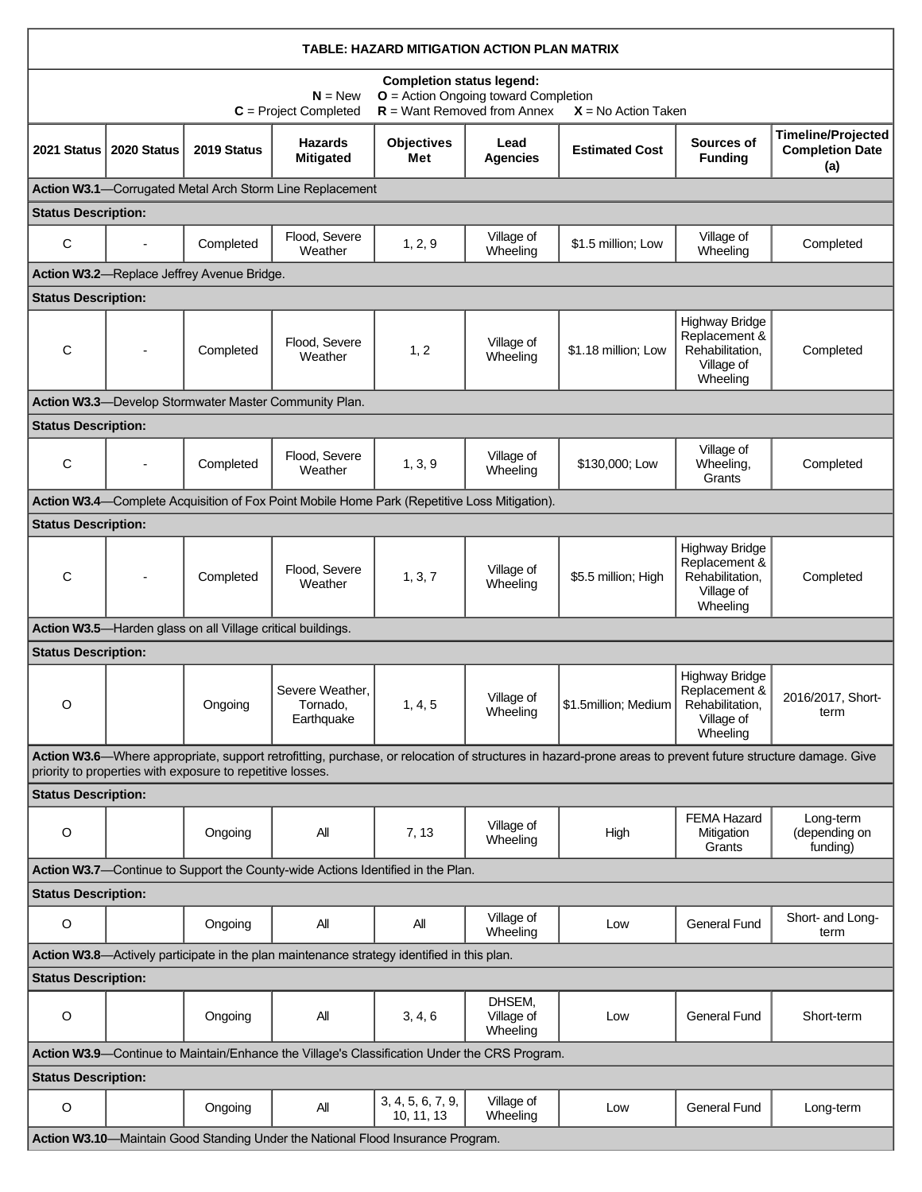| TABLE: HAZARD MITIGATION ACTION PLAN MATRIX | | | | | | | | |
|---|---|---|---|---|---|---|---|---|
| **Completion status legend:** **N** = New **O** = Action Ongoing toward Completion **C** = Project Completed **R** = Want Removed from Annex **X** = No Action Taken | | | | | | | | |
| **2021 Status** | **2020 Status** | **2019 Status** | **Hazards Mitigated** | **Objectives Met** | **Lead Agencies** | **Estimated Cost** | **Sources of Funding** | **Timeline/Projected Completion Date (a)** |
| **Action W3.1**—Corrugated Metal Arch Storm Line Replacement | | | | | | | | |
| **Status Description:** | | | | | | | | |
| C | - | Completed | Flood, Severe Weather | 1, 2, 9 | Village of Wheeling | $1.5 million; Low | Village of Wheeling | Completed |
| **Action W3.2**—Replace Jeffrey Avenue Bridge. | | | | | | | | |
| **Status Description:** | | | | | | | | |
| C | - | Completed | Flood, Severe Weather | 1, 2 | Village of Wheeling | $1.18 million; Low | Highway Bridge Replacement & Rehabilitation, Village of Wheeling | Completed |
| **Action W3.3**—Develop Stormwater Master Community Plan. | | | | | | | | |
| **Status Description:** | | | | | | | | |
| C | - | Completed | Flood, Severe Weather | 1, 3, 9 | Village of Wheeling | $130,000; Low | Village of Wheeling, Grants | Completed |
| **Action W3.4**—Complete Acquisition of Fox Point Mobile Home Park (Repetitive Loss Mitigation). | | | | | | | | |
| **Status Description:** | | | | | | | | |
| C | - | Completed | Flood, Severe Weather | 1, 3, 7 | Village of Wheeling | $5.5 million; High | Highway Bridge Replacement & Rehabilitation, Village of Wheeling | Completed |
| **Action W3.5**—Harden glass on all Village critical buildings. | | | | | | | | |
| **Status Description:** | | | | | | | | |
| O | | Ongoing | Severe Weather, Tornado, Earthquake | 1, 4, 5 | Village of Wheeling | $1.5million; Medium | Highway Bridge Replacement & Rehabilitation, Village of Wheeling | 2016/2017, Short-term |
| **Action W3.6**—Where appropriate, support retrofitting, purchase, or relocation of structures in hazard-prone areas to prevent future structure damage. Give priority to properties with exposure to repetitive losses. | | | | | | | | |
| **Status Description:** | | | | | | | | |
| O | | Ongoing | All | 7, 13 | Village of Wheeling | High | FEMA Hazard Mitigation Grants | Long-term (depending on funding) |
| **Action W3.7**—Continue to Support the County-wide Actions Identified in the Plan. | | | | | | | | |
| **Status Description:** | | | | | | | | |
| O | | Ongoing | All | All | Village of Wheeling | Low | General Fund | Short- and Long-term |
| **Action W3.8**—Actively participate in the plan maintenance strategy identified in this plan. | | | | | | | | |
| **Status Description:** | | | | | | | | |
| O | | Ongoing | All | 3, 4, 6 | DHSEM, Village of Wheeling | Low | General Fund | Short-term |
| **Action W3.9**—Continue to Maintain/Enhance the Village's Classification Under the CRS Program. | | | | | | | | |
| **Status Description:** | | | | | | | | |
| O | | Ongoing | All | 3, 4, 5, 6, 7, 9, 10, 11, 13 | Village of Wheeling | Low | General Fund | Long-term |
| **Action W3.10**—Maintain Good Standing Under the National Flood Insurance Program. | | | | | | | | |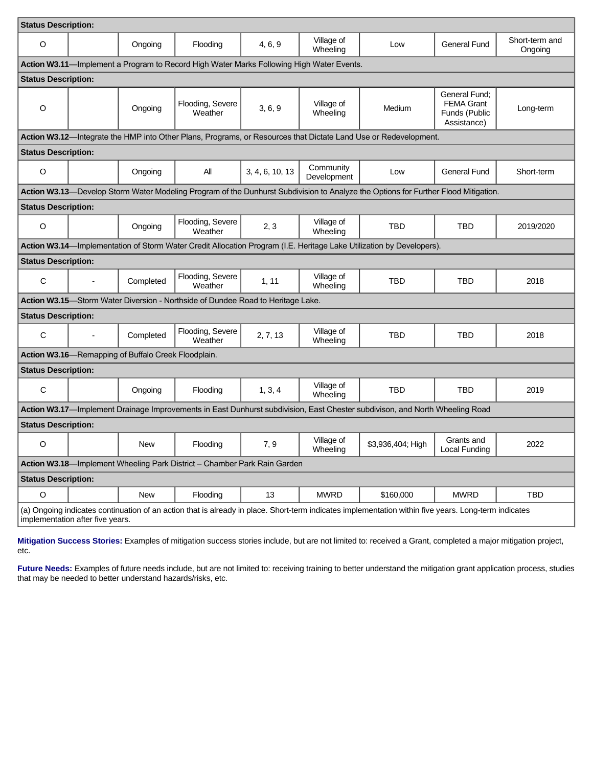| | | | | | | | | |
|---|---|---|---|---|---|---|---|---|
| **Status Description:** | | | | | | | | |
| O | | Ongoing | Flooding | 4, 6, 9 | Village of Wheeling | Low | General Fund | Short-term and Ongoing |
| **Action W3.11**—Implement a Program to Record High Water Marks Following High Water Events. | | | | | | | | |
| **Status Description:** | | | | | | | | |
| O | | Ongoing | Flooding, Severe Weather | 3, 6, 9 | Village of Wheeling | Medium | General Fund; FEMA Grant Funds (Public Assistance) | Long-term |
| **Action W3.12**—Integrate the HMP into Other Plans, Programs, or Resources that Dictate Land Use or Redevelopment. | | | | | | | | |
| **Status Description:** | | | | | | | | |
| O | | Ongoing | All | 3, 4, 6, 10, 13 | Community Development | Low | General Fund | Short-term |
| **Action W3.13**—Develop Storm Water Modeling Program of the Dunhurst Subdivision to Analyze the Options for Further Flood Mitigation. | | | | | | | | |
| **Status Description:** | | | | | | | | |
| O | | Ongoing | Flooding, Severe Weather | 2, 3 | Village of Wheeling | TBD | TBD | 2019/2020 |
| **Action W3.14**—Implementation of Storm Water Credit Allocation Program (I.E. Heritage Lake Utilization by Developers). | | | | | | | | |
| **Status Description:** | | | | | | | | |
| C | - | Completed | Flooding, Severe Weather | 1, 11 | Village of Wheeling | TBD | TBD | 2018 |
| **Action W3.15**—Storm Water Diversion - Northside of Dundee Road to Heritage Lake. | | | | | | | | |
| **Status Description:** | | | | | | | | |
| C | - | Completed | Flooding, Severe Weather | 2, 7, 13 | Village of Wheeling | TBD | TBD | 2018 |
| **Action W3.16**—Remapping of Buffalo Creek Floodplain. | | | | | | | | |
| **Status Description:** | | | | | | | | |
| C | | Ongoing | Flooding | 1, 3, 4 | Village of Wheeling | TBD | TBD | 2019 |
| **Action W3.17**—Implement Drainage Improvements in East Dunhurst subdivision, East Chester subdivison, and North Wheeling Road | | | | | | | | |
| **Status Description:** | | | | | | | | |
| O | | New | Flooding | 7, 9 | Village of Wheeling | $3,936,404; High | Grants and Local Funding | 2022 |
| **Action W3.18**—Implement Wheeling Park District – Chamber Park Rain Garden | | | | | | | | |
| **Status Description:** | | | | | | | | |
| O | | New | Flooding | 13 | MWRD | $160,000 | MWRD | TBD |
| (a) Ongoing indicates continuation of an action that is already in place. Short-term indicates implementation within five years. Long-term indicates implementation after five years. | | | | | | | | |

**Mitigation Success Stories:** Examples of mitigation success stories include, but are not limited to: received a Grant, completed a major mitigation project, etc.

**Future Needs:** Examples of future needs include, but are not limited to: receiving training to better understand the mitigation grant application process, studies that may be needed to better understand hazards/risks, etc.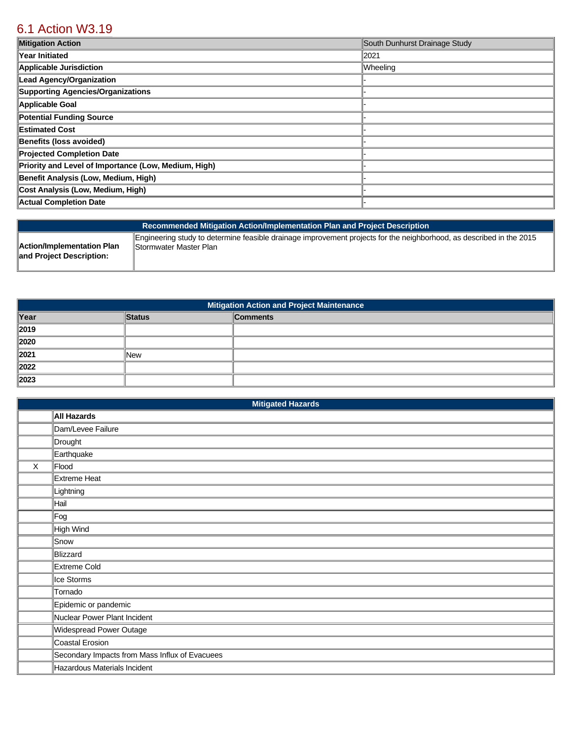## 6.1 Action W3.19

| Mitigation Action | South Dunhurst Drainage Study |
| --- | --- |
| Year Initiated | 2021 |
| Applicable Jurisdiction | Wheeling |
| Lead Agency/Organization | - |
| Supporting Agencies/Organizations | - |
| Applicable Goal | - |
| Potential Funding Source | - |
| Estimated Cost | - |
| Benefits (loss avoided) | - |
| Projected Completion Date | - |
| Priority and Level of Importance (Low, Medium, High) | - |
| Benefit Analysis (Low, Medium, High) | - |
| Cost Analysis (Low, Medium, High) | - |
| Actual Completion Date | - |

| Recommended Mitigation Action/Implementation Plan and Project Description | |
| --- | --- |
| Action/Implementation Plan and Project Description: | Engineering study to determine feasible drainage improvement projects for the neighborhood, as described in the 2015 Stormwater Master Plan |

**Mitigation Action and Project Maintenance**

| Year | Status | Comments |
| --- | --- | --- |
| 2019 | | |
| 2020 | | |
| 2021 | New | |
| 2022 | | |
| 2023 | | |

**Mitigated Hazards**

| | All Hazards |
| --- | --- |
| | Dam/Levee Failure |
| | Drought |
| | Earthquake |
| X | Flood |
| | Extreme Heat |
| | Lightning |
| | Hail |
| | Fog |
| | High Wind |
| | Snow |
| | Blizzard |
| | Extreme Cold |
| | Ice Storms |
| | Tornado |
| | Epidemic or pandemic |
| | Nuclear Power Plant Incident |
| | Widespread Power Outage |
| | Coastal Erosion |
| | Secondary Impacts from Mass Influx of Evacuees |
| | Hazardous Materials Incident |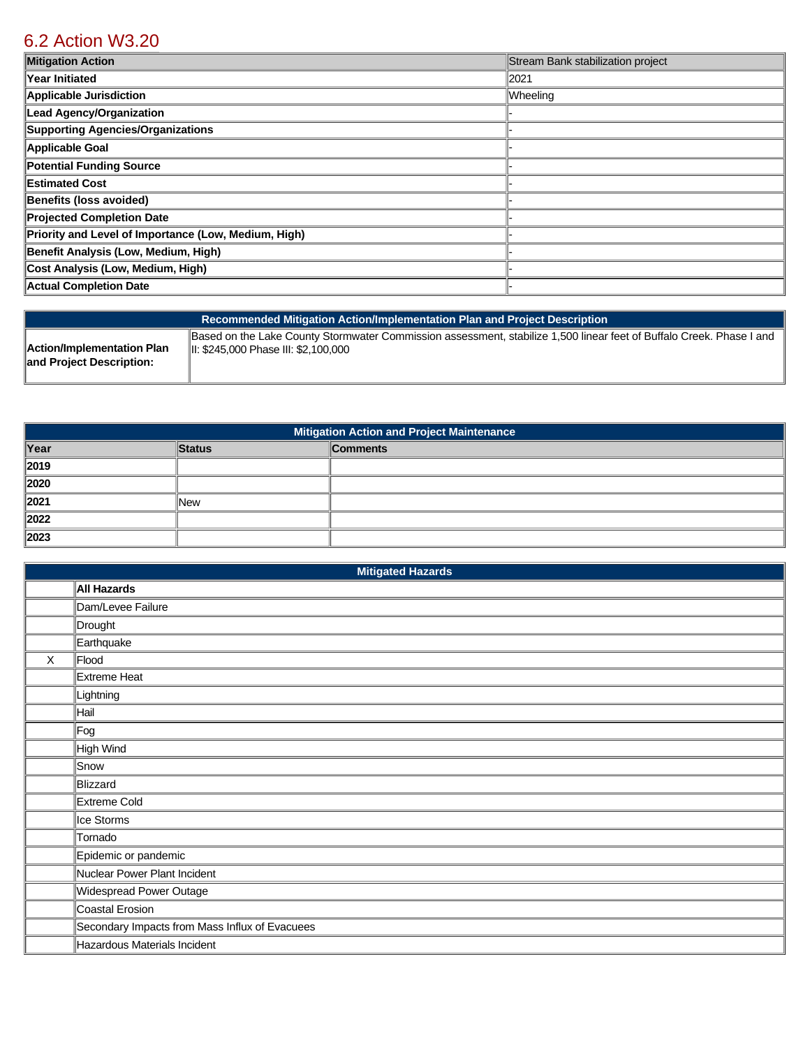## 6.2 Action W3.20

| Mitigation Action | Stream Bank stabilization project |
| --- | --- |
| Year Initiated | 2021 |
| Applicable Jurisdiction | Wheeling |
| Lead Agency/Organization | - |
| Supporting Agencies/Organizations | - |
| Applicable Goal | - |
| Potential Funding Source | - |
| Estimated Cost | - |
| Benefits (loss avoided) | - |
| Projected Completion Date | - |
| Priority and Level of Importance (Low, Medium, High) | - |
| Benefit Analysis (Low, Medium, High) | - |
| Cost Analysis (Low, Medium, High) | - |
| Actual Completion Date | - |

| Recommended Mitigation Action/Implementation Plan and Project Description | |
| --- | --- |
| Action/Implementation Plan and Project Description: | Based on the Lake County Stormwater Commission assessment, stabilize 1,500 linear feet of Buffalo Creek. Phase I and II: $245,000 Phase III: $2,100,000 |

| Mitigation Action and Project Maintenance | | |
| --- | --- | --- |
| Year | Status | Comments |
| 2019 | | |
| 2020 | | |
| 2021 | New | |
| 2022 | | |
| 2023 | | |

| Mitigated Hazards | |
| --- | --- |
| | All Hazards |
| | Dam/Levee Failure |
| | Drought |
| | Earthquake |
| X | Flood |
| | Extreme Heat |
| | Lightning |
| | Hail |
| | Fog |
| | High Wind |
| | Snow |
| | Blizzard |
| | Extreme Cold |
| | Ice Storms |
| | Tornado |
| | Epidemic or pandemic |
| | Nuclear Power Plant Incident |
| | Widespread Power Outage |
| | Coastal Erosion |
| | Secondary Impacts from Mass Influx of Evacuees |
| | Hazardous Materials Incident |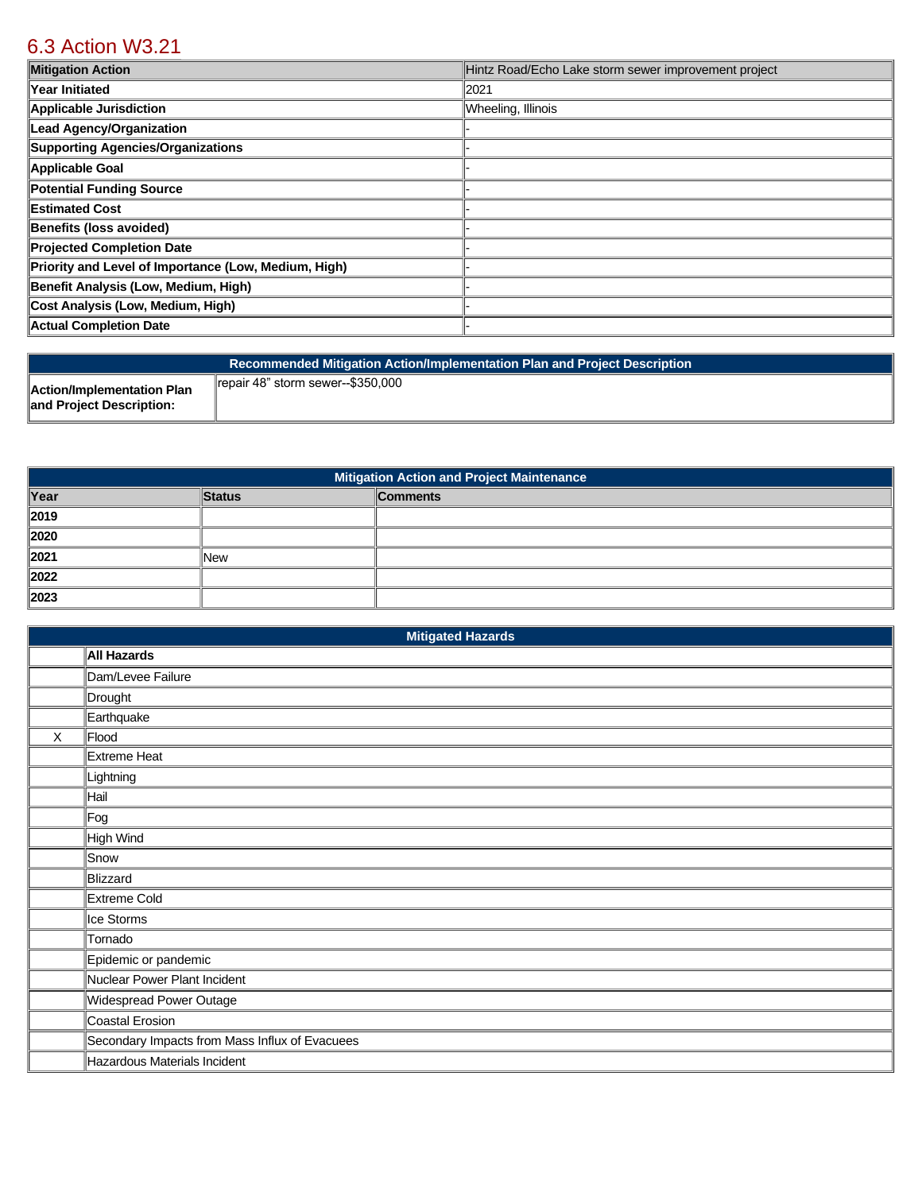## 6.3 Action W3.21

| Mitigation Action | Hintz Road/Echo Lake storm sewer improvement project |
| --- | --- |
| Year Initiated | 2021 |
| Applicable Jurisdiction | Wheeling, Illinois |
| Lead Agency/Organization | - |
| Supporting Agencies/Organizations | - |
| Applicable Goal | - |
| Potential Funding Source | - |
| Estimated Cost | - |
| Benefits (loss avoided) | - |
| Projected Completion Date | - |
| Priority and Level of Importance (Low, Medium, High) | - |
| Benefit Analysis (Low, Medium, High) | - |
| Cost Analysis (Low, Medium, High) | - |
| Actual Completion Date | - |

| Recommended Mitigation Action/Implementation Plan and Project Description | |
| --- | --- |
| Action/Implementation Plan and Project Description: | repair 48" storm sewer--$350,000 |

| Mitigation Action and Project Maintenance | | |
| --- | --- | --- |
| Year | Status | Comments |
| 2019 | | |
| 2020 | | |
| 2021 | New | |
| 2022 | | |
| 2023 | | |

| Mitigated Hazards | |
| --- | --- |
| | All Hazards |
| | Dam/Levee Failure |
| | Drought |
| | Earthquake |
| X | Flood |
| | Extreme Heat |
| | Lightning |
| | Hail |
| | Fog |
| | High Wind |
| | Snow |
| | Blizzard |
| | Extreme Cold |
| | Ice Storms |
| | Tornado |
| | Epidemic or pandemic |
| | Nuclear Power Plant Incident |
| | Widespread Power Outage |
| | Coastal Erosion |
| | Secondary Impacts from Mass Influx of Evacuees |
| | Hazardous Materials Incident |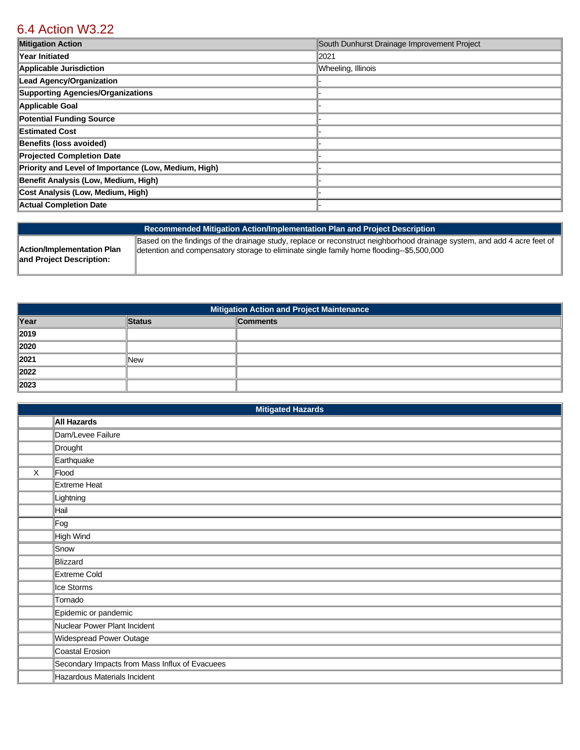## 6.4 Action W3.22

| Mitigation Action | South Dunhurst Drainage Improvement Project |
|---|---|
| **Year Initiated** | 2021 |
| **Applicable Jurisdiction** | Wheeling, Illinois |
| **Lead Agency/Organization** | - |
| **Supporting Agencies/Organizations** | - |
| **Applicable Goal** | - |
| **Potential Funding Source** | - |
| **Estimated Cost** | - |
| **Benefits (loss avoided)** | - |
| **Projected Completion Date** | - |
| **Priority and Level of Importance (Low, Medium, High)** | - |
| **Benefit Analysis (Low, Medium, High)** | - |
| **Cost Analysis (Low, Medium, High)** | - |
| **Actual Completion Date** | - |

| Recommended Mitigation Action/Implementation Plan and Project Description | |
|---|---|
| **Action/Implementation Plan and Project Description:** | Based on the findings of the drainage study, replace or reconstruct neighborhood drainage system, and add 4 acre feet of detention and compensatory storage to eliminate single family home flooding--$5,500,000 |

| Mitigation Action and Project Maintenance | | |
|---|---|---|
| **Year** | **Status** | **Comments** |
| **2019** | | |
| **2020** | | |
| **2021** | New | |
| **2022** | | |
| **2023** | | |

| Mitigated Hazards | |
|---|---|
| | **All Hazards** |
| | Dam/Levee Failure |
| | Drought |
| | Earthquake |
| X | Flood |
| | Extreme Heat |
| | Lightning |
| | Hail |
| | Fog |
| | High Wind |
| | Snow |
| | Blizzard |
| | Extreme Cold |
| | Ice Storms |
| | Tornado |
| | Epidemic or pandemic |
| | Nuclear Power Plant Incident |
| | Widespread Power Outage |
| | Coastal Erosion |
| | Secondary Impacts from Mass Influx of Evacuees |
| | Hazardous Materials Incident |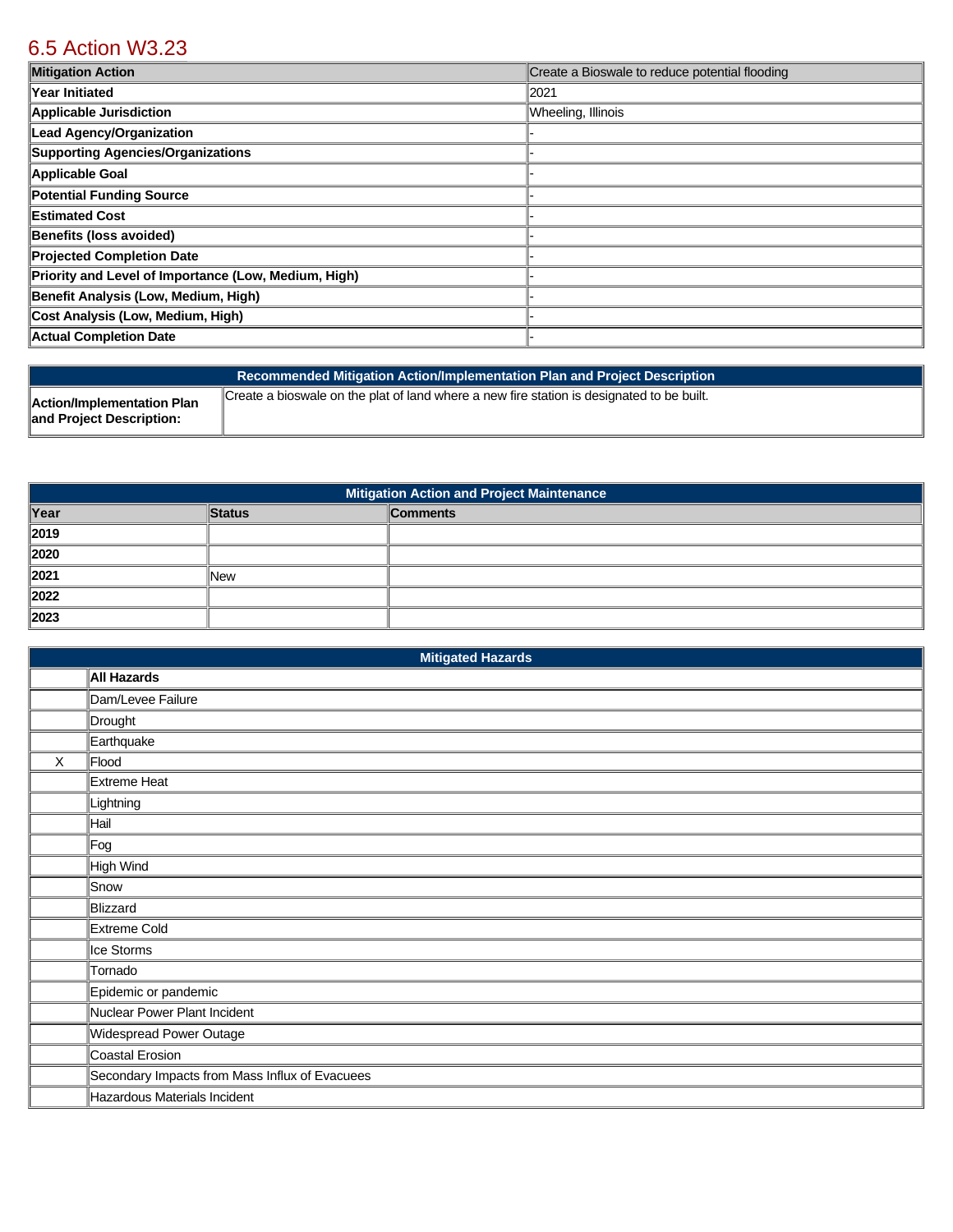## 6.5 Action W3.23

| Mitigation Action | Create a Bioswale to reduce potential flooding |
| --- | --- |
| **Year Initiated** | 2021 |
| **Applicable Jurisdiction** | Wheeling, Illinois |
| **Lead Agency/Organization** | - |
| **Supporting Agencies/Organizations** | - |
| **Applicable Goal** | - |
| **Potential Funding Source** | - |
| **Estimated Cost** | - |
| **Benefits (loss avoided)** | - |
| **Projected Completion Date** | - |
| **Priority and Level of Importance (Low, Medium, High)** | - |
| **Benefit Analysis (Low, Medium, High)** | - |
| **Cost Analysis (Low, Medium, High)** | - |
| **Actual Completion Date** | - |

| Recommended Mitigation Action/Implementation Plan and Project Description | |
| --- | --- |
| **Action/Implementation Plan and Project Description:** | Create a bioswale on the plat of land where a new fire station is designated to be built. |

| Mitigation Action and Project Maintenance | | |
| --- | --- | --- |
| **Year** | **Status** | **Comments** |
| **2019** | | |
| **2020** | | |
| **2021** | New | |
| **2022** | | |
| **2023** | | |

| Mitigated Hazards | |
| --- | --- |
| | **All Hazards** |
| | Dam/Levee Failure |
| | Drought |
| | Earthquake |
| X | Flood |
| | Extreme Heat |
| | Lightning |
| | Hail |
| | Fog |
| | High Wind |
| | Snow |
| | Blizzard |
| | Extreme Cold |
| | Ice Storms |
| | Tornado |
| | Epidemic or pandemic |
| | Nuclear Power Plant Incident |
| | Widespread Power Outage |
| | Coastal Erosion |
| | Secondary Impacts from Mass Influx of Evacuees |
| | Hazardous Materials Incident |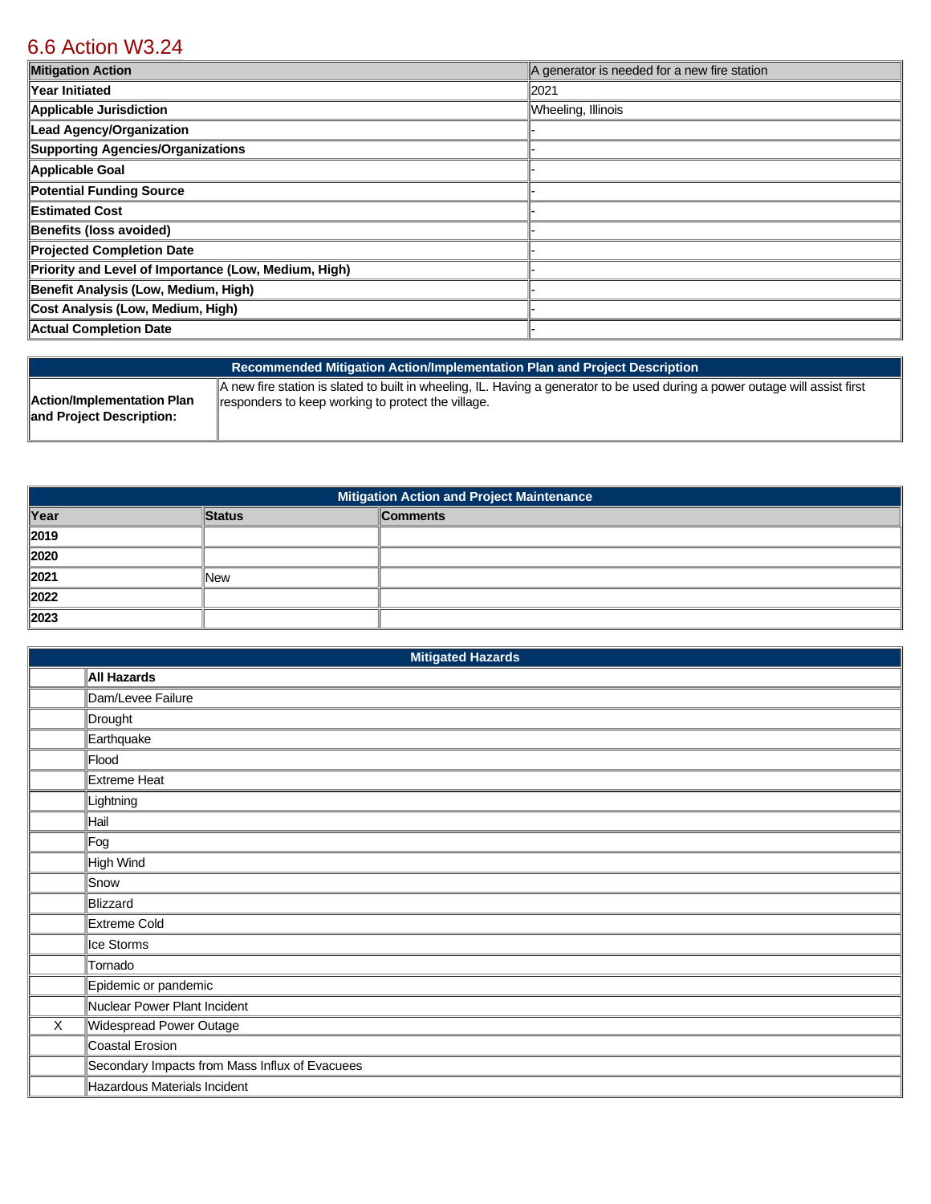## 6.6 Action W3.24

| Mitigation Action | A generator is needed for a new fire station |
|---|---|
| Year Initiated | 2021 |
| Applicable Jurisdiction | Wheeling, Illinois |
| Lead Agency/Organization | - |
| Supporting Agencies/Organizations | - |
| Applicable Goal | - |
| Potential Funding Source | - |
| Estimated Cost | - |
| Benefits (loss avoided) | - |
| Projected Completion Date | - |
| Priority and Level of Importance (Low, Medium, High) | - |
| Benefit Analysis (Low, Medium, High) | - |
| Cost Analysis (Low, Medium, High) | - |
| Actual Completion Date | - |

| Recommended Mitigation Action/Implementation Plan and Project Description | |
|---|---|
| Action/Implementation Plan and Project Description: | A new fire station is slated to built in wheeling, IL. Having a generator to be used during a power outage will assist first responders to keep working to protect the village. |

| Mitigation Action and Project Maintenance | | |
|---|---|---|
| Year | Status | Comments |
| 2019 | | |
| 2020 | | |
| 2021 | New | |
| 2022 | | |
| 2023 | | |

| Mitigated Hazards | |
|---|---|
| | All Hazards |
| | Dam/Levee Failure |
| | Drought |
| | Earthquake |
| | Flood |
| | Extreme Heat |
| | Lightning |
| | Hail |
| | Fog |
| | High Wind |
| | Snow |
| | Blizzard |
| | Extreme Cold |
| | Ice Storms |
| | Tornado |
| | Epidemic or pandemic |
| | Nuclear Power Plant Incident |
| X | Widespread Power Outage |
| | Coastal Erosion |
| | Secondary Impacts from Mass Influx of Evacuees |
| | Hazardous Materials Incident |